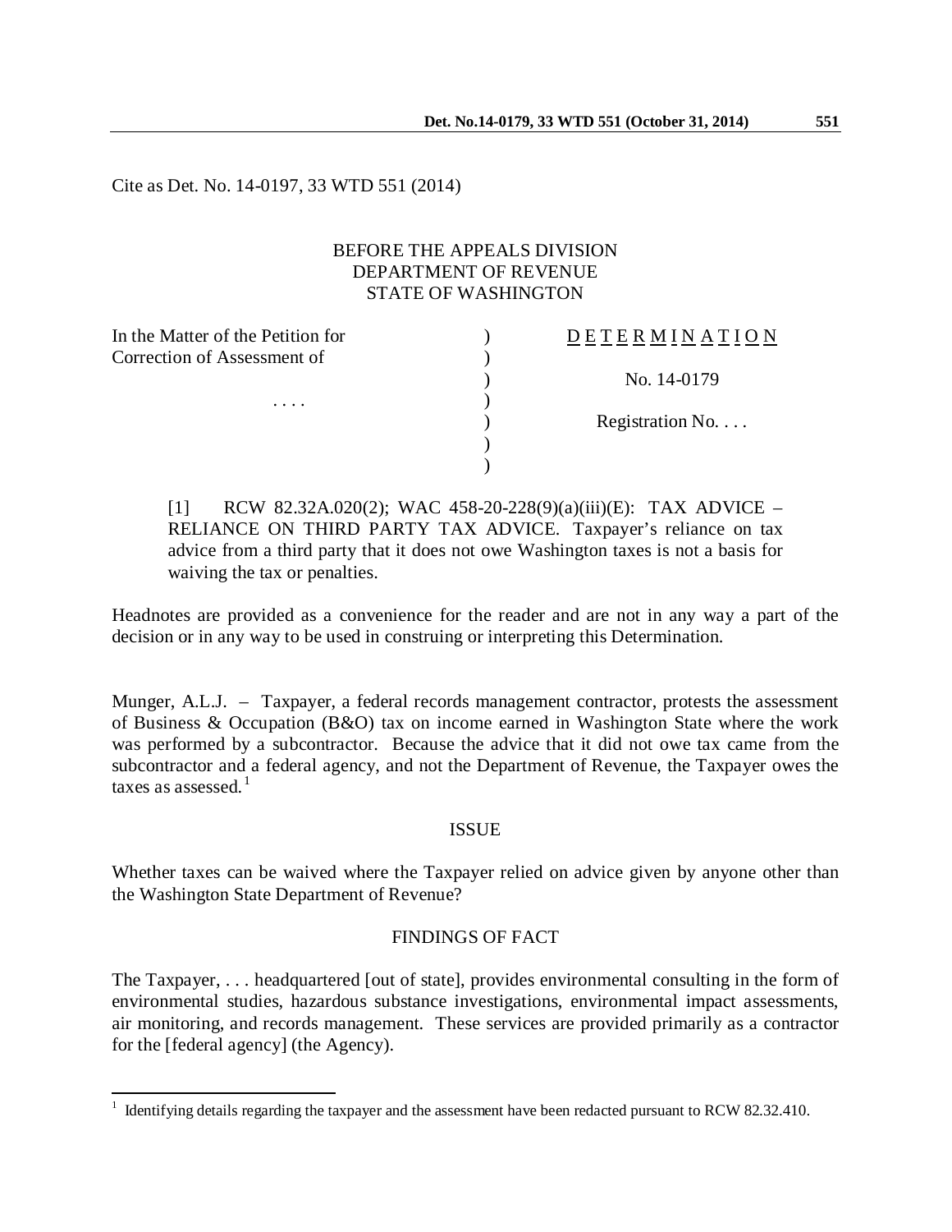Cite as Det. No. 14-0197, 33 WTD 551 (2014)

BEFORE THE APPEALS DIVISION
DEPARTMENT OF REVENUE
STATE OF WASHINGTON

| | | |
|---|---|---|
| In the Matter of the Petition for Correction of Assessment of | ) | D E T E R M I N A T I O N |
| | ) | No. 14-0179 |
| . . . . | ) | Registration No. . . . |
| | ) | |

[1] RCW 82.32A.020(2); WAC 458-20-228(9)(a)(iii)(E): TAX ADVICE – RELIANCE ON THIRD PARTY TAX ADVICE. Taxpayer's reliance on tax advice from a third party that it does not owe Washington taxes is not a basis for waiving the tax or penalties.

Headnotes are provided as a convenience for the reader and are not in any way a part of the decision or in any way to be used in construing or interpreting this Determination.

Munger, A.L.J. – Taxpayer, a federal records management contractor, protests the assessment of Business & Occupation (B&O) tax on income earned in Washington State where the work was performed by a subcontractor. Because the advice that it did not owe tax came from the subcontractor and a federal agency, and not the Department of Revenue, the Taxpayer owes the taxes as assessed.[1]

## ISSUE

Whether taxes can be waived where the Taxpayer relied on advice given by anyone other than the Washington State Department of Revenue?

## FINDINGS OF FACT

The Taxpayer, . . . headquartered [out of state], provides environmental consulting in the form of environmental studies, hazardous substance investigations, environmental impact assessments, air monitoring, and records management. These services are provided primarily as a contractor for the [federal agency] (the Agency).

[1] Identifying details regarding the taxpayer and the assessment have been redacted pursuant to RCW 82.32.410.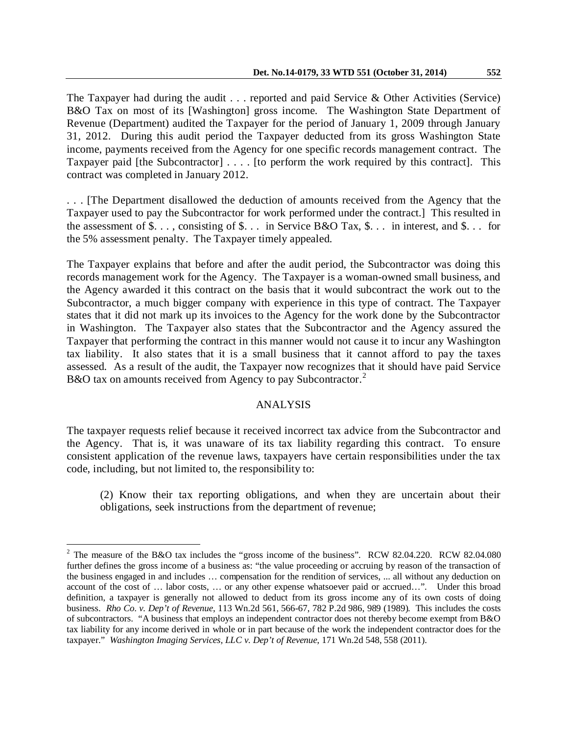The Taxpayer had during the audit . . . reported and paid Service & Other Activities (Service) B&O Tax on most of its [Washington] gross income. The Washington State Department of Revenue (Department) audited the Taxpayer for the period of January 1, 2009 through January 31, 2012. During this audit period the Taxpayer deducted from its gross Washington State income, payments received from the Agency for one specific records management contract. The Taxpayer paid [the Subcontractor] . . . . [to perform the work required by this contract]. This contract was completed in January 2012.

. . . [The Department disallowed the deduction of amounts received from the Agency that the Taxpayer used to pay the Subcontractor for work performed under the contract.] This resulted in the assessment of $. . . , consisting of $. . . in Service B&O Tax, $. . . in interest, and $. . . for the 5% assessment penalty. The Taxpayer timely appealed.

The Taxpayer explains that before and after the audit period, the Subcontractor was doing this records management work for the Agency. The Taxpayer is a woman-owned small business, and the Agency awarded it this contract on the basis that it would subcontract the work out to the Subcontractor, a much bigger company with experience in this type of contract. The Taxpayer states that it did not mark up its invoices to the Agency for the work done by the Subcontractor in Washington. The Taxpayer also states that the Subcontractor and the Agency assured the Taxpayer that performing the contract in this manner would not cause it to incur any Washington tax liability. It also states that it is a small business that it cannot afford to pay the taxes assessed. As a result of the audit, the Taxpayer now recognizes that it should have paid Service B&O tax on amounts received from Agency to pay Subcontractor.[2]

## ANALYSIS

The taxpayer requests relief because it received incorrect tax advice from the Subcontractor and the Agency. That is, it was unaware of its tax liability regarding this contract. To ensure consistent application of the revenue laws, taxpayers have certain responsibilities under the tax code, including, but not limited to, the responsibility to:

> (2) Know their tax reporting obligations, and when they are uncertain about their obligations, seek instructions from the department of revenue;

---

[2] The measure of the B&O tax includes the "gross income of the business". RCW 82.04.220. RCW 82.04.080 further defines the gross income of a business as: "the value proceeding or accruing by reason of the transaction of the business engaged in and includes … compensation for the rendition of services, ... all without any deduction on account of the cost of … labor costs, … or any other expense whatsoever paid or accrued…". Under this broad definition, a taxpayer is generally not allowed to deduct from its gross income any of its own costs of doing business. *Rho Co. v. Dep't of Revenue*, 113 Wn.2d 561, 566-67, 782 P.2d 986, 989 (1989). This includes the costs of subcontractors. "A business that employs an independent contractor does not thereby become exempt from B&O tax liability for any income derived in whole or in part because of the work the independent contractor does for the taxpayer." *Washington Imaging Services, LLC v. Dep't of Revenue*, 171 Wn.2d 548, 558 (2011).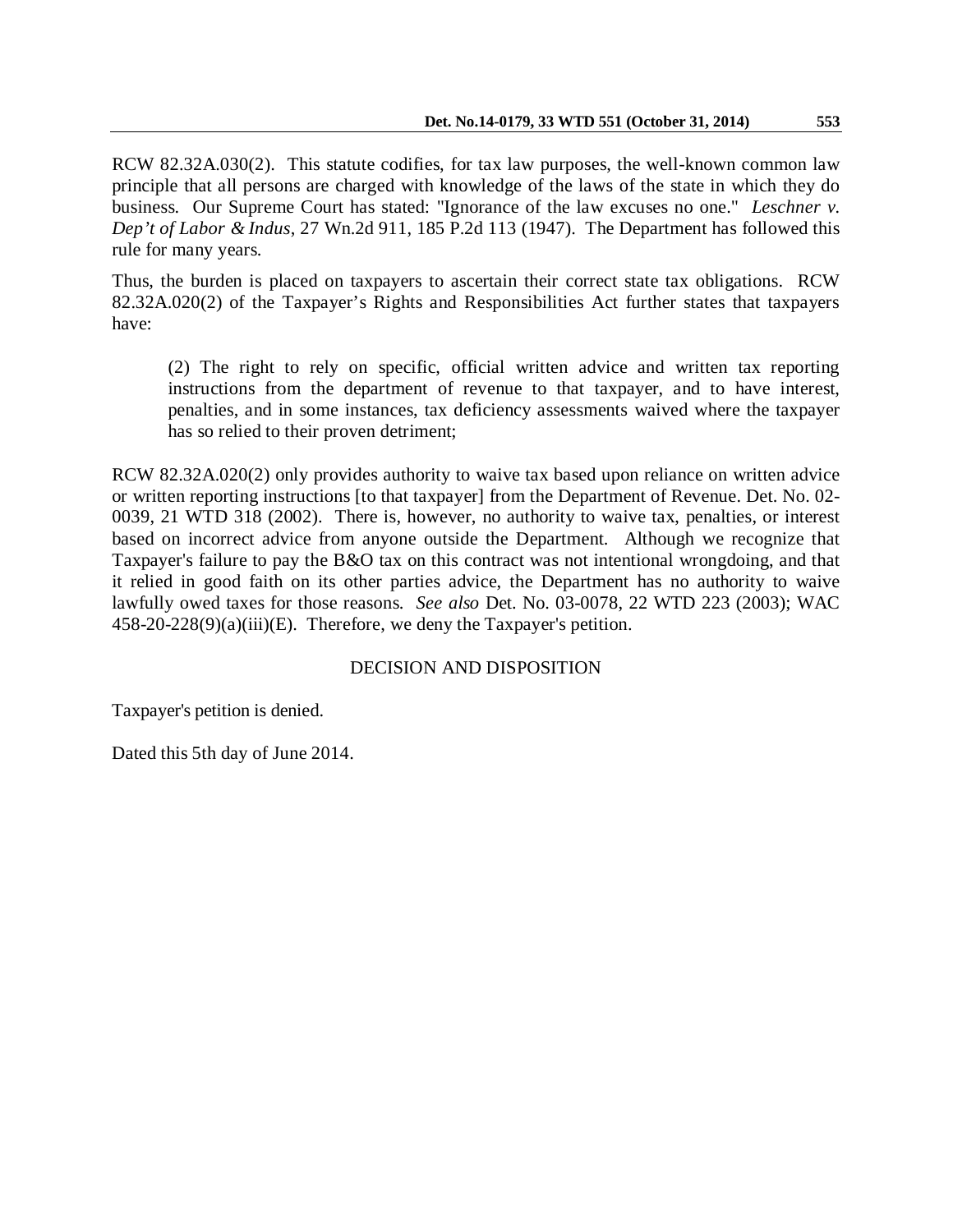RCW 82.32A.030(2). This statute codifies, for tax law purposes, the well-known common law principle that all persons are charged with knowledge of the laws of the state in which they do business. Our Supreme Court has stated: "Ignorance of the law excuses no one." *Leschner v. Dep't of Labor & Indus*, 27 Wn.2d 911, 185 P.2d 113 (1947). The Department has followed this rule for many years.

Thus, the burden is placed on taxpayers to ascertain their correct state tax obligations. RCW 82.32A.020(2) of the Taxpayer's Rights and Responsibilities Act further states that taxpayers have:

> (2) The right to rely on specific, official written advice and written tax reporting instructions from the department of revenue to that taxpayer, and to have interest, penalties, and in some instances, tax deficiency assessments waived where the taxpayer has so relied to their proven detriment;

RCW 82.32A.020(2) only provides authority to waive tax based upon reliance on written advice or written reporting instructions [to that taxpayer] from the Department of Revenue. Det. No. 02-0039, 21 WTD 318 (2002). There is, however, no authority to waive tax, penalties, or interest based on incorrect advice from anyone outside the Department. Although we recognize that Taxpayer's failure to pay the B&O tax on this contract was not intentional wrongdoing, and that it relied in good faith on its other parties advice, the Department has no authority to waive lawfully owed taxes for those reasons. *See also* Det. No. 03-0078, 22 WTD 223 (2003); WAC 458-20-228(9)(a)(iii)(E). Therefore, we deny the Taxpayer's petition.

## DECISION AND DISPOSITION

Taxpayer's petition is denied.

Dated this 5th day of June 2014.